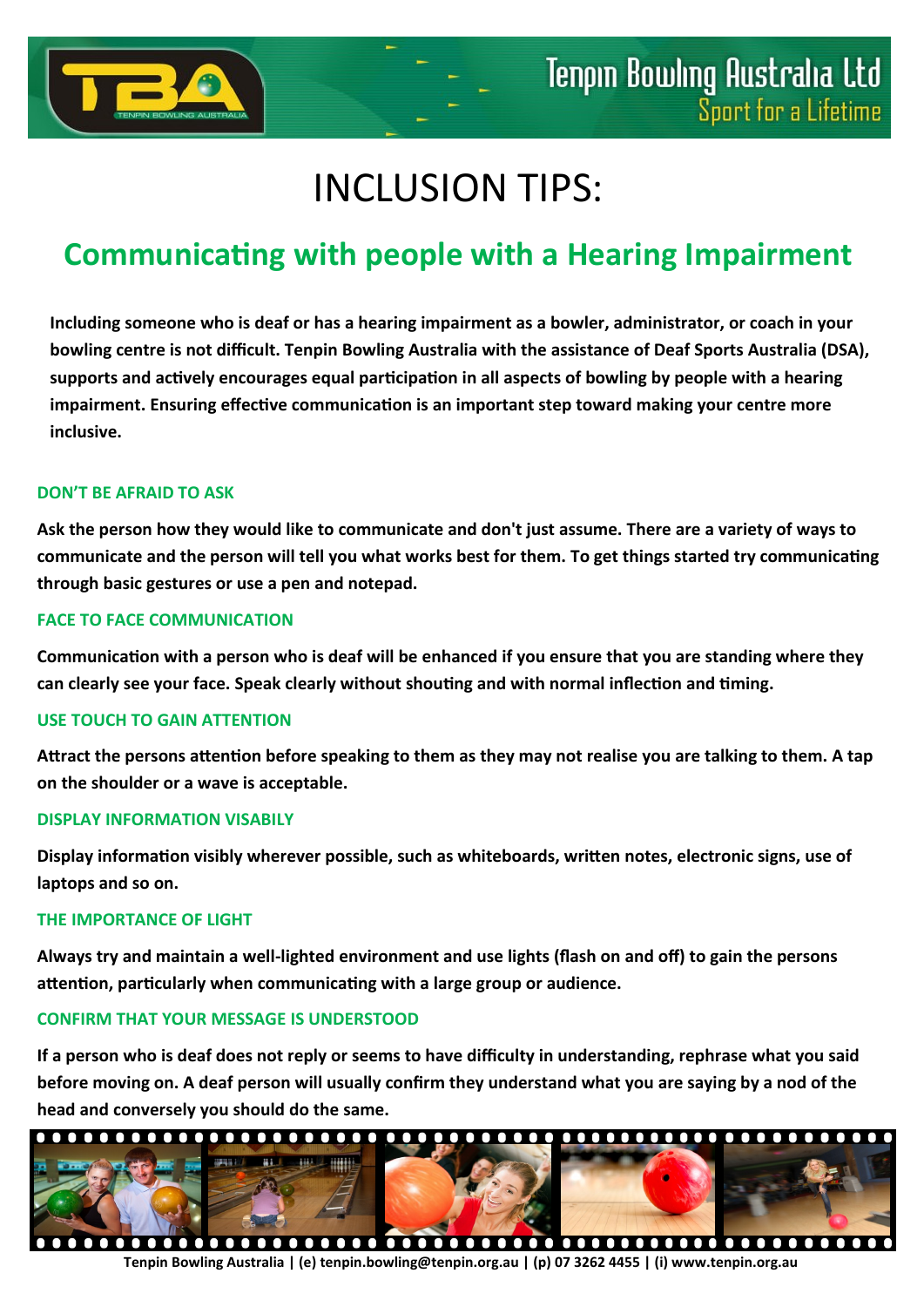# INCLUSION TIPS:

## Communicating with people with a Hearing Impairment

**Including someone who is deaf or has a hearing impairment as a bowler, administrator, or coach in your bowling centre is not difficult. Tenpin Bowling Australia with the assistance of Deaf Sports Australia (DSA), supports and actively encourages equal participation in all aspects of bowling by people with a hearing impairment. Ensuring effective communication is an important step toward making your centre more inclusive.**

### DON'T BE AFRAID TO ASK

**Ask the person how they would like to communicate and don't just assume. There are a variety of ways to communicate and the person will tell you what works best for them. To get things started try communicating through basic gestures or use a pen and notepad.**

### FACE TO FACE COMMUNICATION

**Communication with a person who is deaf will be enhanced if you ensure that you are standing where they can clearly see your face. Speak clearly without shouting and with normal inflection and timing.**

### USE TOUCH TO GAIN ATTENTION

**Attract the persons attention before speaking to them as they may not realise you are talking to them. A tap on the shoulder or a wave is acceptable.**

### DISPLAY INFORMATION VISABILY

**Display information visibly wherever possible, such as whiteboards, written notes, electronic signs, use of laptops and so on.**

### THE IMPORTANCE OF LIGHT

**Always try and maintain a well-lighted environment and use lights (flash on and off) to gain the persons attention, particularly when communicating with a large group or audience.**

### CONFIRM THAT YOUR MESSAGE IS UNDERSTOOD

**If a person who is deaf does not reply or seems to have difficulty in understanding, rephrase what you said before moving on. A deaf person will usually confirm they understand what you are saying by a nod of the head and conversely you should do the same.**

**Tenpin Bowling Australia | (e) tenpin.bowling@tenpin.org.au | (p) 07 3262 4455 | (i) www.tenpin.org.au**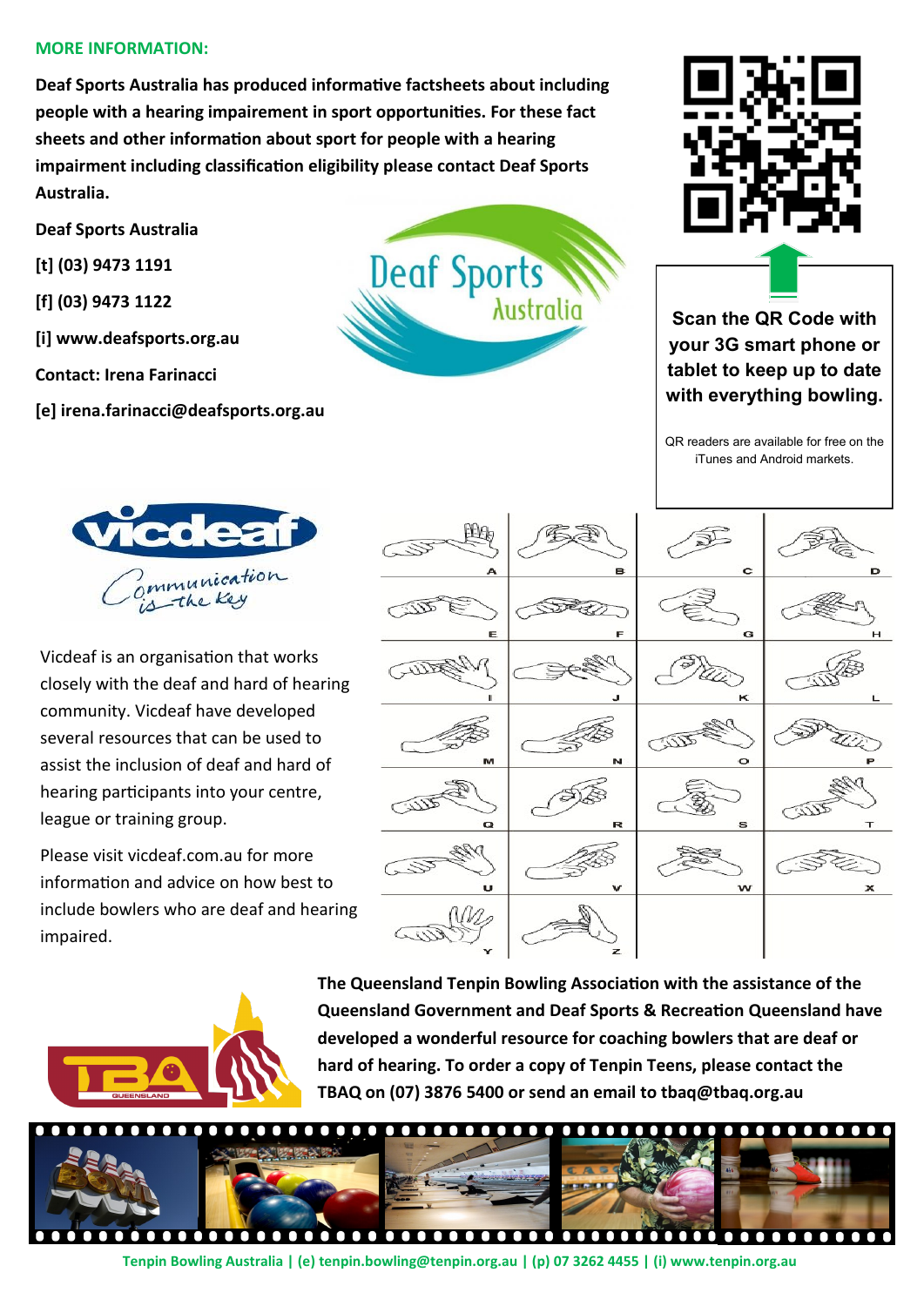## MORE INFORMATION:

**Deaf Sports Australia has produced informative factsheets about including people with a hearing impairement in sport opportunities. For these fact sheets and other information about sport for people with a hearing impairment including classification eligibility please contact Deaf Sports Australia.**

**Deaf Sports Australia**

**[t] (03) 9473 1191**

**[f] (03) 9473 1122**

**[i] www.deafsports.org.au**

**Contact: Irena Farinacci**

**[e] irena.farinacci@deafsports.org.au**

**Scan the QR Code with your 3G smart phone or tablet to keep up to date with everything bowling.**

QR readers are available for free on the iTunes and Android markets.

Vicdeaf is an organisation that works closely with the deaf and hard of hearing community. Vicdeaf have developed several resources that can be used to assist the inclusion of deaf and hard of hearing participants into your centre, league or training group.

Please visit vicdeaf.com.au for more information and advice on how best to include bowlers who are deaf and hearing impaired.

A B C D E F G H I J K L M N O P Q R S T U V W X Y Z

**The Queensland Tenpin Bowling Association with the assistance of the Queensland Government and Deaf Sports & Recreation Queensland have developed a wonderful resource for coaching bowlers that are deaf or hard of hearing. To order a copy of Tenpin Teens, please contact the TBAQ on (07) 3876 5400 or send an email to tbaq@tbaq.org.au**

**Tenpin Bowling Australia | (e) tenpin.bowling@tenpin.org.au | (p) 07 3262 4455 | (i) www.tenpin.org.au**